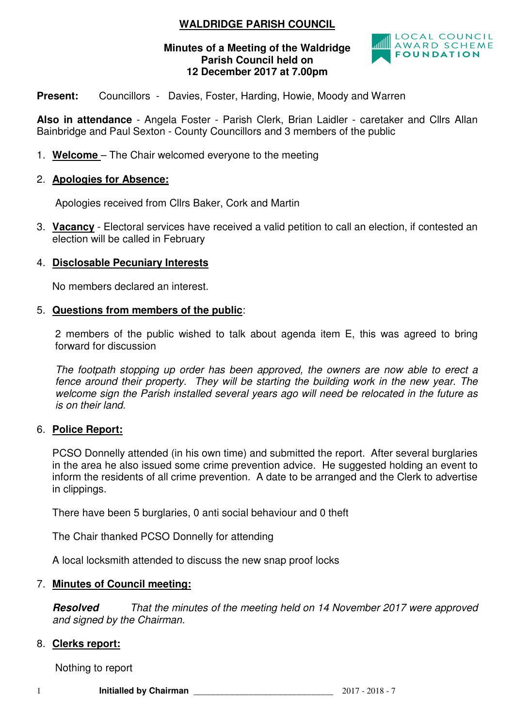# WALDRIDGE PARISH COUNCIL

**Minutes of a Meeting of the Waldridge Parish Council held on 12 December 2017 at 7.00pm**

LOCAL COUNCIL AWARD SCHEME FOUNDATION

**Present:** Councillors - Davies, Foster, Harding, Howie, Moody and Warren

**Also in attendance** - Angela Foster - Parish Clerk, Brian Laidler - caretaker and Cllrs Allan Bainbridge and Paul Sexton - County Councillors and 3 members of the public

1. **Welcome** – The Chair welcomed everyone to the meeting

2. **Apologies for Absence:**

   Apologies received from Cllrs Baker, Cork and Martin

3. **Vacancy** - Electoral services have received a valid petition to call an election, if contested an election will be called in February

4. **Disclosable Pecuniary Interests**

   No members declared an interest.

5. **Questions from members of the public**:

   2 members of the public wished to talk about agenda item E, this was agreed to bring forward for discussion

   *The footpath stopping up order has been approved, the owners are now able to erect a fence around their property. They will be starting the building work in the new year. The welcome sign the Parish installed several years ago will need be relocated in the future as is on their land.*

6. **Police Report:**

   PCSO Donnelly attended (in his own time) and submitted the report. After several burglaries in the area he also issued some crime prevention advice. He suggested holding an event to inform the residents of all crime prevention. A date to be arranged and the Clerk to advertise in clippings.

   There have been 5 burglaries, 0 anti social behaviour and 0 theft

   The Chair thanked PCSO Donnelly for attending

   A local locksmith attended to discuss the new snap proof locks

7. **Minutes of Council meeting:**

   ***Resolved*** *That the minutes of the meeting held on 14 November 2017 were approved and signed by the Chairman.*

8. **Clerks report:**

   Nothing to report

**Initialled by Chairman** ______________________________ 2017 - 2018 - 7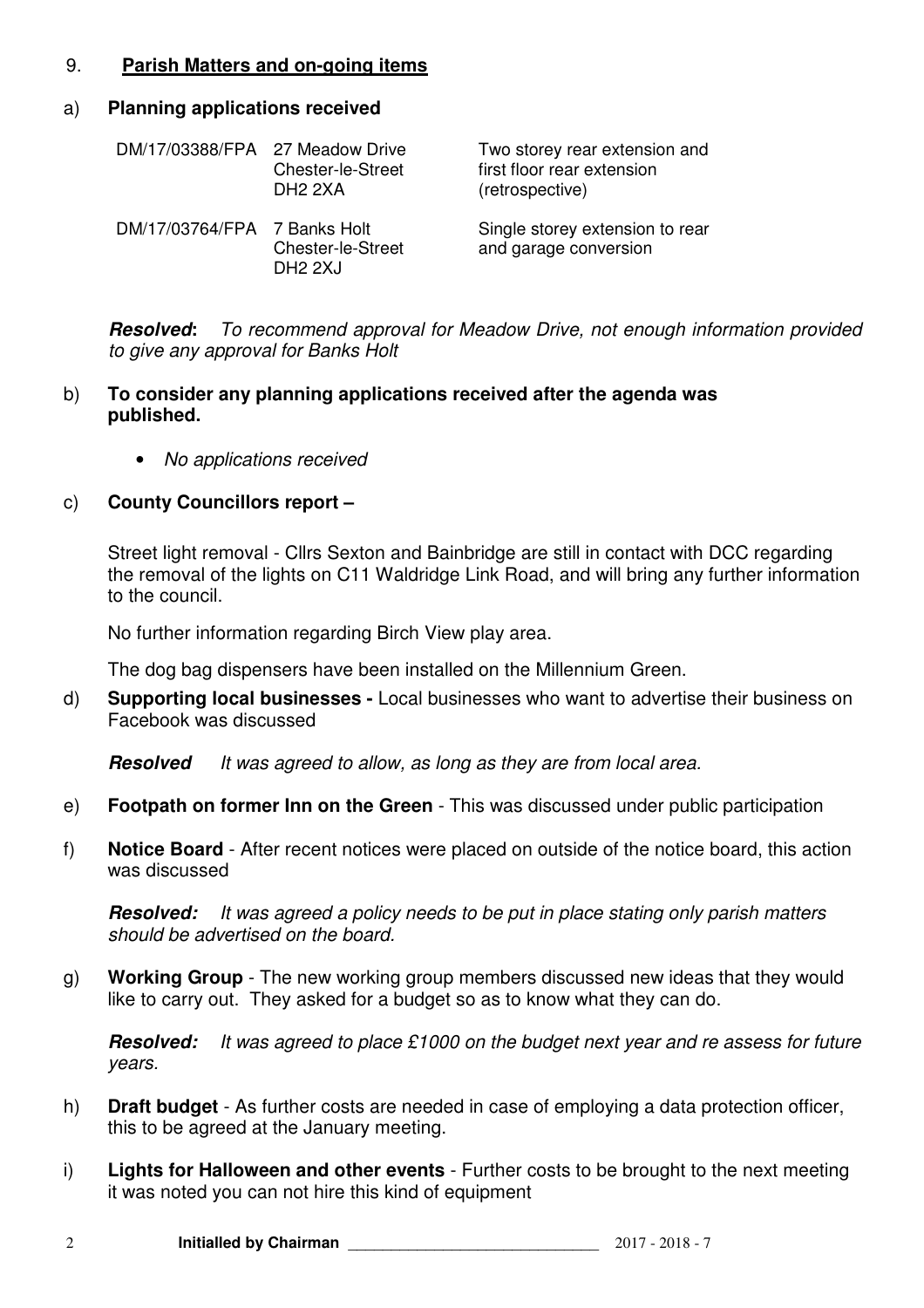## 9. **Parish Matters and on-going items**

### a) **Planning applications received**

| | | |
|---|---|---|
| DM/17/03388/FPA | 27 Meadow Drive<br>Chester-le-Street<br>DH2 2XA | Two storey rear extension and first floor rear extension (retrospective) |
| DM/17/03764/FPA | 7 Banks Holt<br>Chester-le-Street<br>DH2 2XJ | Single storey extension to rear and garage conversion |

***Resolved*:** *To recommend approval for Meadow Drive, not enough information provided to give any approval for Banks Holt*

### b) **To consider any planning applications received after the agenda was published.**

- *No applications received*

### c) **County Councillors report –**

Street light removal - Cllrs Sexton and Bainbridge are still in contact with DCC regarding the removal of the lights on C11 Waldridge Link Road, and will bring any further information to the council.

No further information regarding Birch View play area.

The dog bag dispensers have been installed on the Millennium Green.

d) **Supporting local businesses -** Local businesses who want to advertise their business on Facebook was discussed

***Resolved*** *It was agreed to allow, as long as they are from local area.*

e) **Footpath on former Inn on the Green** - This was discussed under public participation

f) **Notice Board** - After recent notices were placed on outside of the notice board, this action was discussed

***Resolved:*** *It was agreed a policy needs to be put in place stating only parish matters should be advertised on the board.*

g) **Working Group** - The new working group members discussed new ideas that they would like to carry out. They asked for a budget so as to know what they can do.

***Resolved:*** *It was agreed to place £1000 on the budget next year and re assess for future years.*

h) **Draft budget** - As further costs are needed in case of employing a data protection officer, this to be agreed at the January meeting.

i) **Lights for Halloween and other events** - Further costs to be brought to the next meeting it was noted you can not hire this kind of equipment

**Initialled by Chairman** ____________________________ 2017 - 2018 - 7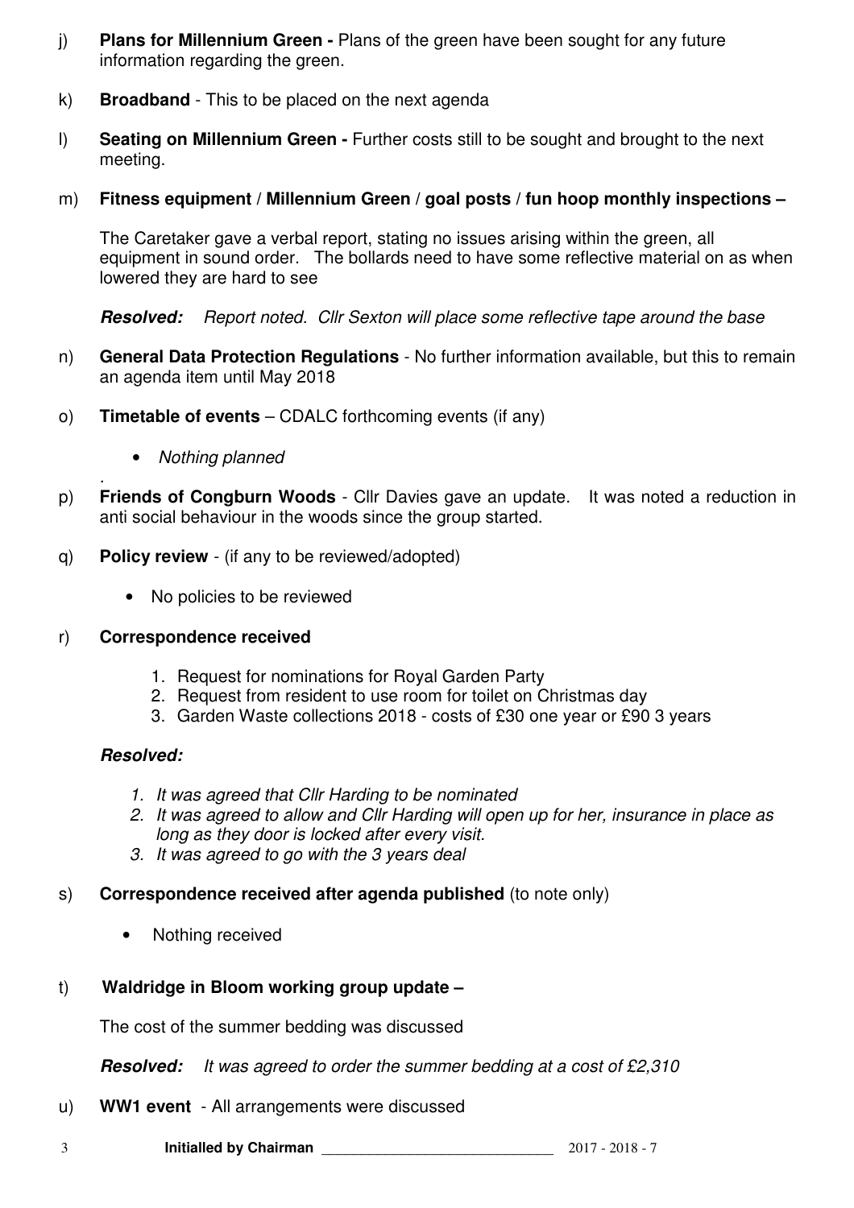j) **Plans for Millennium Green -** Plans of the green have been sought for any future information regarding the green.

k) **Broadband** - This to be placed on the next agenda

l) **Seating on Millennium Green -** Further costs still to be sought and brought to the next meeting.

m) **Fitness equipment / Millennium Green / goal posts / fun hoop monthly inspections –**

The Caretaker gave a verbal report, stating no issues arising within the green, all equipment in sound order. The bollards need to have some reflective material on as when lowered they are hard to see

***Resolved:*** *Report noted. Cllr Sexton will place some reflective tape around the base*

n) **General Data Protection Regulations** - No further information available, but this to remain an agenda item until May 2018

o) **Timetable of events** – CDALC forthcoming events (if any)

- *Nothing planned*

.

p) **Friends of Congburn Woods** - Cllr Davies gave an update. It was noted a reduction in anti social behaviour in the woods since the group started.

q) **Policy review** - (if any to be reviewed/adopted)

- No policies to be reviewed

r) **Correspondence received**

1. Request for nominations for Royal Garden Party
2. Request from resident to use room for toilet on Christmas day
3. Garden Waste collections 2018 - costs of £30 one year or £90 3 years

***Resolved:***

1. *It was agreed that Cllr Harding to be nominated*
2. *It was agreed to allow and Cllr Harding will open up for her, insurance in place as long as they door is locked after every visit.*
3. *It was agreed to go with the 3 years deal*

s) **Correspondence received after agenda published** (to note only)

- Nothing received

t) **Waldridge in Bloom working group update –**

The cost of the summer bedding was discussed

***Resolved:*** *It was agreed to order the summer bedding at a cost of £2,310*

u) **WW1 event** - All arrangements were discussed

**Initialled by Chairman** ____________________________ 2017 - 2018 - 7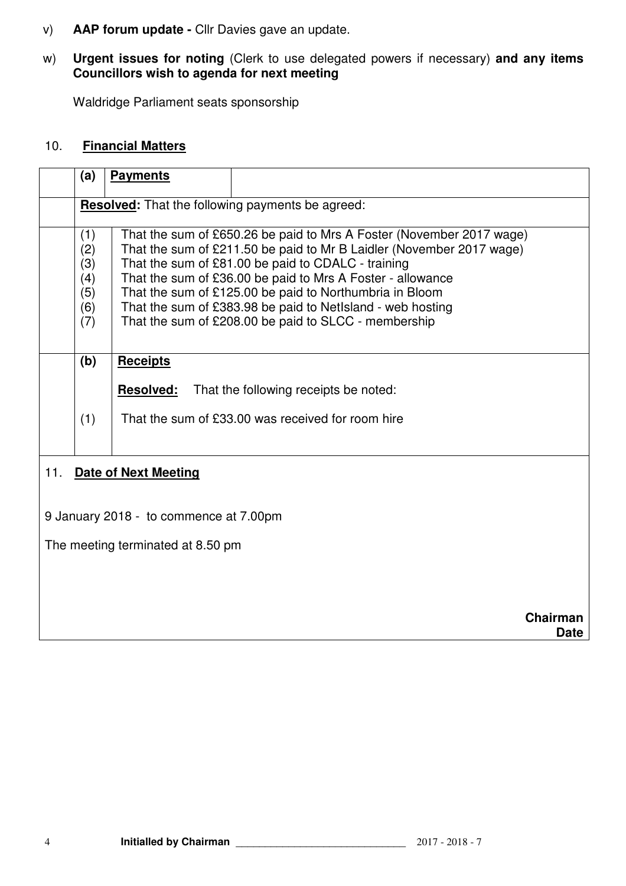v) **AAP forum update -** Cllr Davies gave an update.

w) **Urgent issues for noting** (Clerk to use delegated powers if necessary) **and any items Councillors wish to agenda for next meeting**

Waldridge Parliament seats sponsorship

## 10. Financial Matters

**(a) Payments**

**Resolved:** That the following payments be agreed:

(1) That the sum of £650.26 be paid to Mrs A Foster (November 2017 wage)
(2) That the sum of £211.50 be paid to Mr B Laidler (November 2017 wage)
(3) That the sum of £81.00 be paid to CDALC - training
(4) That the sum of £36.00 be paid to Mrs A Foster - allowance
(5) That the sum of £125.00 be paid to Northumbria in Bloom
(6) That the sum of £383.98 be paid to NetIsland - web hosting
(7) That the sum of £208.00 be paid to SLCC - membership

**(b) Receipts**

**Resolved:** That the following receipts be noted:

(1) That the sum of £33.00 was received for room hire

## 11. Date of Next Meeting

9 January 2018 - to commence at 7.00pm

The meeting terminated at 8.50 pm

**Chairman**
**Date**

**Initialled by Chairman** ______________________________ 2017 - 2018 - 7